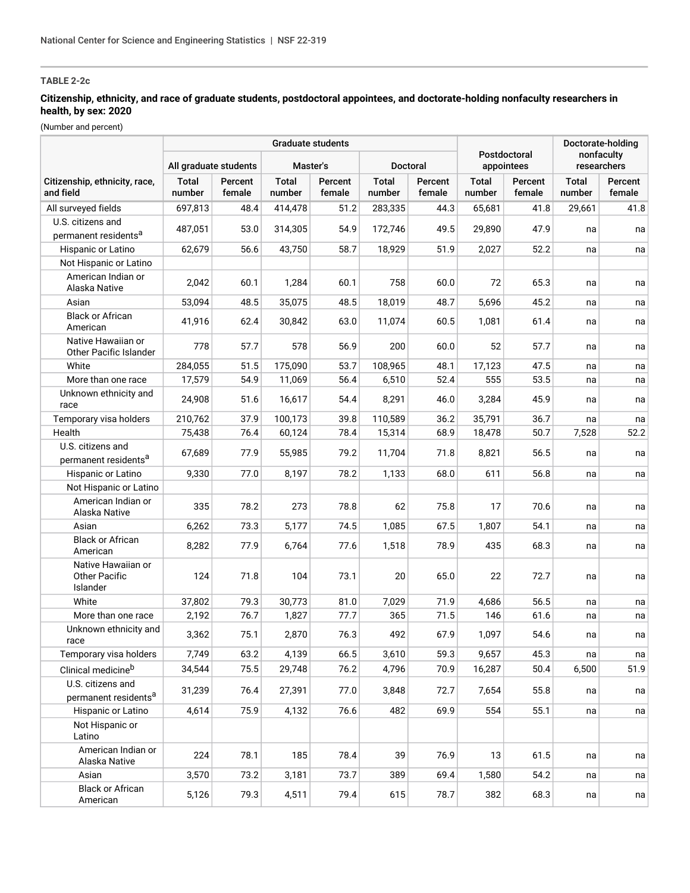**TABLE 2-2c**

**Citizenship, ethnicity, and race of graduate students, postdoctoral appointees, and doctorate-holding nonfaculty researchers in health, by sex: 2020**

(Number and percent)

| Citizenship, ethnicity, race, and field | Graduate students | | | | | | Postdoctoral appointees | | Doctorate-holding nonfaculty researchers | |
|---|---|---|---|---|---|---|---|---|---|---|
| | All graduate students | | Master's | | Doctoral | | | | | |
| | Total number | Percent female | Total number | Percent female | Total number | Percent female | Total number | Percent female | Total number | Percent female |
| All surveyed fields | 697,813 | 48.4 | 414,478 | 51.2 | 283,335 | 44.3 | 65,681 | 41.8 | 29,661 | 41.8 |
| U.S. citizens and permanent residents[a] | 487,051 | 53.0 | 314,305 | 54.9 | 172,746 | 49.5 | 29,890 | 47.9 | na | na |
| Hispanic or Latino | 62,679 | 56.6 | 43,750 | 58.7 | 18,929 | 51.9 | 2,027 | 52.2 | na | na |
| Not Hispanic or Latino | | | | | | | | | | |
| American Indian or Alaska Native | 2,042 | 60.1 | 1,284 | 60.1 | 758 | 60.0 | 72 | 65.3 | na | na |
| Asian | 53,094 | 48.5 | 35,075 | 48.5 | 18,019 | 48.7 | 5,696 | 45.2 | na | na |
| Black or African American | 41,916 | 62.4 | 30,842 | 63.0 | 11,074 | 60.5 | 1,081 | 61.4 | na | na |
| Native Hawaiian or Other Pacific Islander | 778 | 57.7 | 578 | 56.9 | 200 | 60.0 | 52 | 57.7 | na | na |
| White | 284,055 | 51.5 | 175,090 | 53.7 | 108,965 | 48.1 | 17,123 | 47.5 | na | na |
| More than one race | 17,579 | 54.9 | 11,069 | 56.4 | 6,510 | 52.4 | 555 | 53.5 | na | na |
| Unknown ethnicity and race | 24,908 | 51.6 | 16,617 | 54.4 | 8,291 | 46.0 | 3,284 | 45.9 | na | na |
| Temporary visa holders | 210,762 | 37.9 | 100,173 | 39.8 | 110,589 | 36.2 | 35,791 | 36.7 | na | na |
| Health | 75,438 | 76.4 | 60,124 | 78.4 | 15,314 | 68.9 | 18,478 | 50.7 | 7,528 | 52.2 |
| U.S. citizens and permanent residents[a] | 67,689 | 77.9 | 55,985 | 79.2 | 11,704 | 71.8 | 8,821 | 56.5 | na | na |
| Hispanic or Latino | 9,330 | 77.0 | 8,197 | 78.2 | 1,133 | 68.0 | 611 | 56.8 | na | na |
| Not Hispanic or Latino | | | | | | | | | | |
| American Indian or Alaska Native | 335 | 78.2 | 273 | 78.8 | 62 | 75.8 | 17 | 70.6 | na | na |
| Asian | 6,262 | 73.3 | 5,177 | 74.5 | 1,085 | 67.5 | 1,807 | 54.1 | na | na |
| Black or African American | 8,282 | 77.9 | 6,764 | 77.6 | 1,518 | 78.9 | 435 | 68.3 | na | na |
| Native Hawaiian or Other Pacific Islander | 124 | 71.8 | 104 | 73.1 | 20 | 65.0 | 22 | 72.7 | na | na |
| White | 37,802 | 79.3 | 30,773 | 81.0 | 7,029 | 71.9 | 4,686 | 56.5 | na | na |
| More than one race | 2,192 | 76.7 | 1,827 | 77.7 | 365 | 71.5 | 146 | 61.6 | na | na |
| Unknown ethnicity and race | 3,362 | 75.1 | 2,870 | 76.3 | 492 | 67.9 | 1,097 | 54.6 | na | na |
| Temporary visa holders | 7,749 | 63.2 | 4,139 | 66.5 | 3,610 | 59.3 | 9,657 | 45.3 | na | na |
| Clinical medicine[b] | 34,544 | 75.5 | 29,748 | 76.2 | 4,796 | 70.9 | 16,287 | 50.4 | 6,500 | 51.9 |
| U.S. citizens and permanent residents[a] | 31,239 | 76.4 | 27,391 | 77.0 | 3,848 | 72.7 | 7,654 | 55.8 | na | na |
| Hispanic or Latino | 4,614 | 75.9 | 4,132 | 76.6 | 482 | 69.9 | 554 | 55.1 | na | na |
| Not Hispanic or Latino | | | | | | | | | | |
| American Indian or Alaska Native | 224 | 78.1 | 185 | 78.4 | 39 | 76.9 | 13 | 61.5 | na | na |
| Asian | 3,570 | 73.2 | 3,181 | 73.7 | 389 | 69.4 | 1,580 | 54.2 | na | na |
| Black or African American | 5,126 | 79.3 | 4,511 | 79.4 | 615 | 78.7 | 382 | 68.3 | na | na |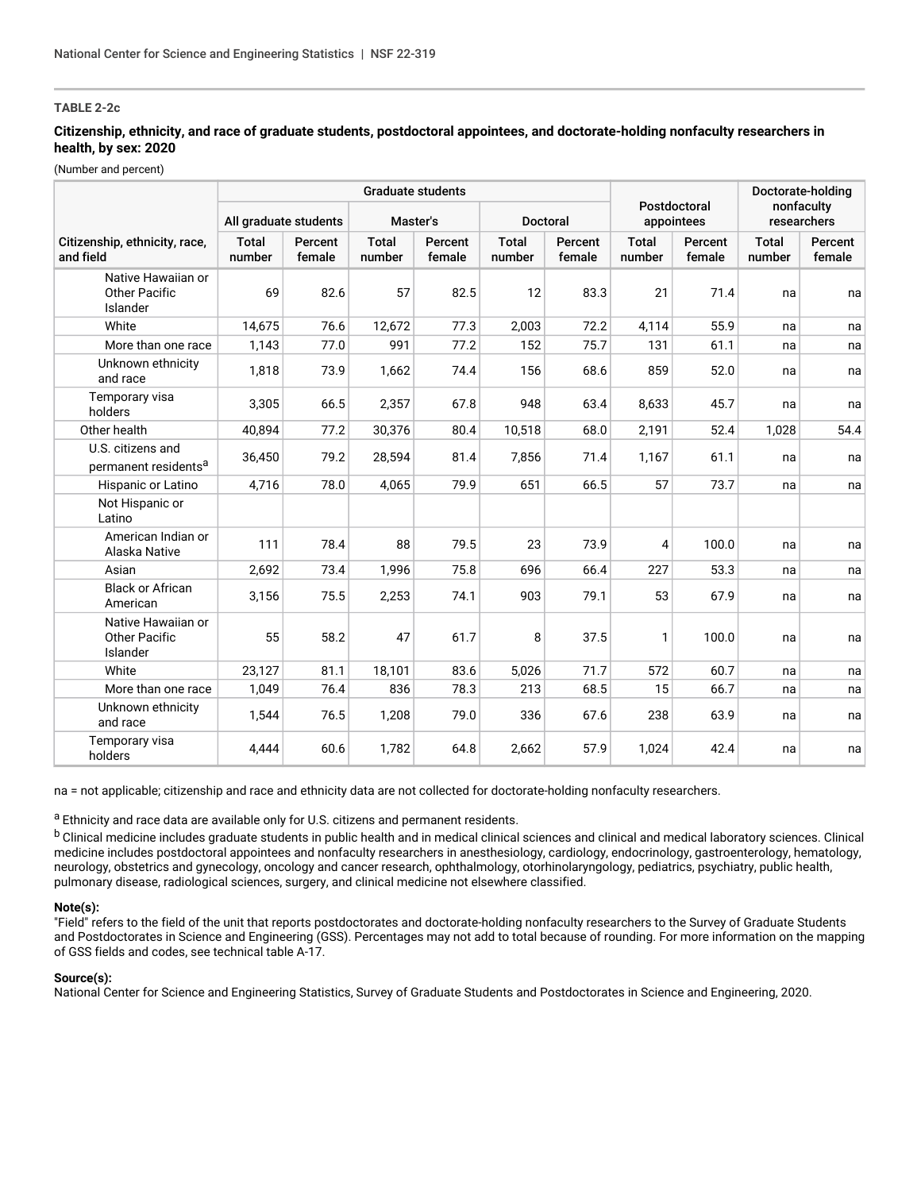**TABLE 2-2c**

**Citizenship, ethnicity, and race of graduate students, postdoctoral appointees, and doctorate-holding nonfaculty researchers in health, by sex: 2020**

(Number and percent)

| | Graduate students | | | | | | Postdoctoral appointees | | Doctorate-holding nonfaculty researchers | |
|---|---|---|---|---|---|---|---|---|---|---|
| | All graduate students | | Master's | | Doctoral | | | | | |
| Citizenship, ethnicity, race, and field | Total number | Percent female | Total number | Percent female | Total number | Percent female | Total number | Percent female | Total number | Percent female |
| Native Hawaiian or Other Pacific Islander | 69 | 82.6 | 57 | 82.5 | 12 | 83.3 | 21 | 71.4 | na | na |
| White | 14,675 | 76.6 | 12,672 | 77.3 | 2,003 | 72.2 | 4,114 | 55.9 | na | na |
| More than one race | 1,143 | 77.0 | 991 | 77.2 | 152 | 75.7 | 131 | 61.1 | na | na |
| Unknown ethnicity and race | 1,818 | 73.9 | 1,662 | 74.4 | 156 | 68.6 | 859 | 52.0 | na | na |
| Temporary visa holders | 3,305 | 66.5 | 2,357 | 67.8 | 948 | 63.4 | 8,633 | 45.7 | na | na |
| Other health | 40,894 | 77.2 | 30,376 | 80.4 | 10,518 | 68.0 | 2,191 | 52.4 | 1,028 | 54.4 |
| U.S. citizens and permanent residents[a] | 36,450 | 79.2 | 28,594 | 81.4 | 7,856 | 71.4 | 1,167 | 61.1 | na | na |
| Hispanic or Latino | 4,716 | 78.0 | 4,065 | 79.9 | 651 | 66.5 | 57 | 73.7 | na | na |
| Not Hispanic or Latino | | | | | | | | | | |
| American Indian or Alaska Native | 111 | 78.4 | 88 | 79.5 | 23 | 73.9 | 4 | 100.0 | na | na |
| Asian | 2,692 | 73.4 | 1,996 | 75.8 | 696 | 66.4 | 227 | 53.3 | na | na |
| Black or African American | 3,156 | 75.5 | 2,253 | 74.1 | 903 | 79.1 | 53 | 67.9 | na | na |
| Native Hawaiian or Other Pacific Islander | 55 | 58.2 | 47 | 61.7 | 8 | 37.5 | 1 | 100.0 | na | na |
| White | 23,127 | 81.1 | 18,101 | 83.6 | 5,026 | 71.7 | 572 | 60.7 | na | na |
| More than one race | 1,049 | 76.4 | 836 | 78.3 | 213 | 68.5 | 15 | 66.7 | na | na |
| Unknown ethnicity and race | 1,544 | 76.5 | 1,208 | 79.0 | 336 | 67.6 | 238 | 63.9 | na | na |
| Temporary visa holders | 4,444 | 60.6 | 1,782 | 64.8 | 2,662 | 57.9 | 1,024 | 42.4 | na | na |

na = not applicable; citizenship and race and ethnicity data are not collected for doctorate-holding nonfaculty researchers.

[a] Ethnicity and race data are available only for U.S. citizens and permanent residents.

[b] Clinical medicine includes graduate students in public health and in medical clinical sciences and clinical and medical laboratory sciences. Clinical medicine includes postdoctoral appointees and nonfaculty researchers in anesthesiology, cardiology, endocrinology, gastroenterology, hematology, neurology, obstetrics and gynecology, oncology and cancer research, ophthalmology, otorhinolaryngology, pediatrics, psychiatry, public health, pulmonary disease, radiological sciences, surgery, and clinical medicine not elsewhere classified.

**Note(s):**
"Field" refers to the field of the unit that reports postdoctorates and doctorate-holding nonfaculty researchers to the Survey of Graduate Students and Postdoctorates in Science and Engineering (GSS). Percentages may not add to total because of rounding. For more information on the mapping of GSS fields and codes, see technical table A-17.

**Source(s):**
National Center for Science and Engineering Statistics, Survey of Graduate Students and Postdoctorates in Science and Engineering, 2020.